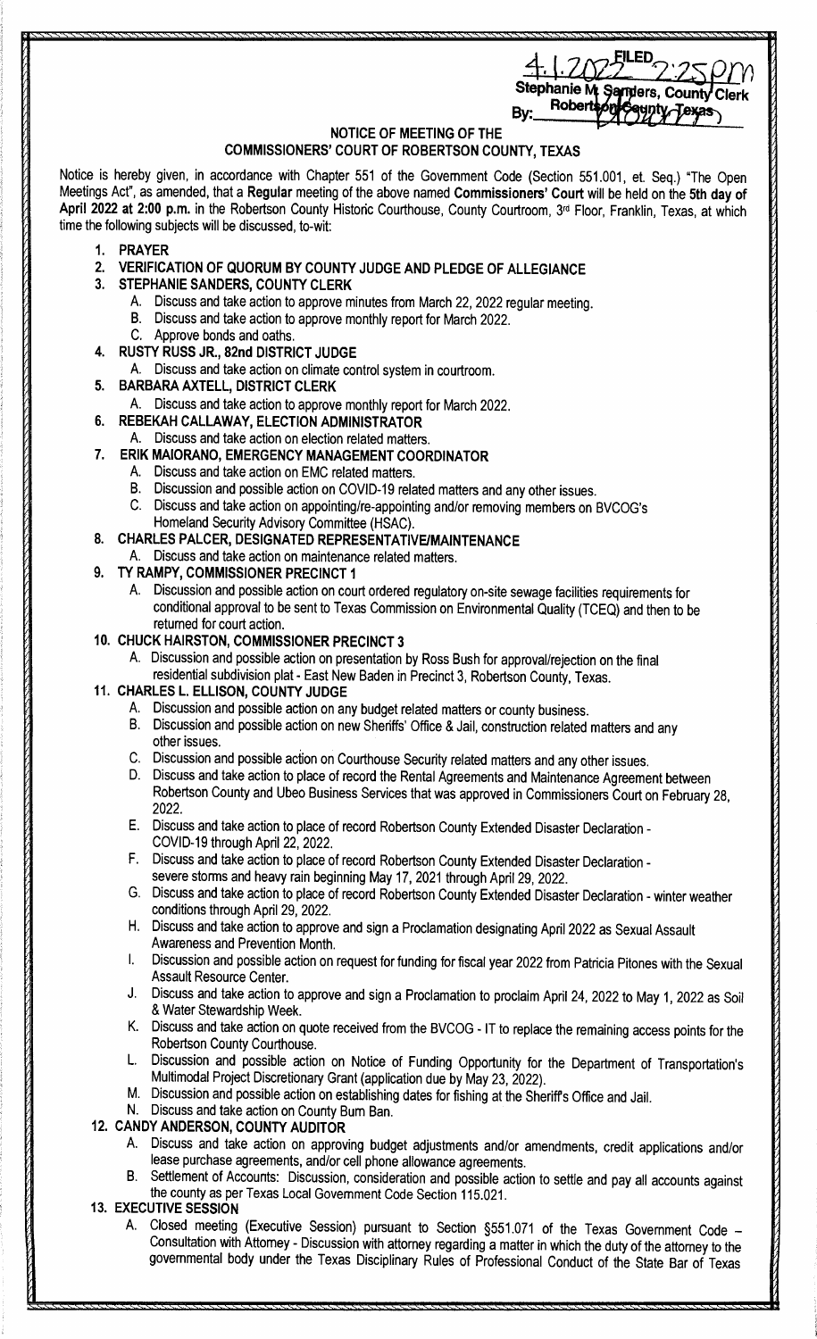FILED 4.1.2022 2:25pm
Stephanie M. Sanders, County Clerk
Robertson County, Texas
By: ________

## NOTICE OF MEETING OF THE
## COMMISSIONERS' COURT OF ROBERTSON COUNTY, TEXAS

Notice is hereby given, in accordance with Chapter 551 of the Government Code (Section 551.001, et. Seq.) "The Open Meetings Act", as amended, that a **Regular** meeting of the above named **Commissioners' Court** will be held on the **5th day of April 2022 at 2:00 p.m.** in the Robertson County Historic Courthouse, County Courtroom, 3rd Floor, Franklin, Texas, at which time the following subjects will be discussed, to-wit:

1. **PRAYER**
2. **VERIFICATION OF QUORUM BY COUNTY JUDGE AND PLEDGE OF ALLEGIANCE**
3. **STEPHANIE SANDERS, COUNTY CLERK**
   A. Discuss and take action to approve minutes from March 22, 2022 regular meeting.
   B. Discuss and take action to approve monthly report for March 2022.
   C. Approve bonds and oaths.
4. **RUSTY RUSS JR., 82nd DISTRICT JUDGE**
   A. Discuss and take action on climate control system in courtroom.
5. **BARBARA AXTELL, DISTRICT CLERK**
   A. Discuss and take action to approve monthly report for March 2022.
6. **REBEKAH CALLAWAY, ELECTION ADMINISTRATOR**
   A. Discuss and take action on election related matters.
7. **ERIK MAIORANO, EMERGENCY MANAGEMENT COORDINATOR**
   A. Discuss and take action on EMC related matters.
   B. Discussion and possible action on COVID-19 related matters and any other issues.
   C. Discuss and take action on appointing/re-appointing and/or removing members on BVCOG's Homeland Security Advisory Committee (HSAC).
8. **CHARLES PALCER, DESIGNATED REPRESENTATIVE/MAINTENANCE**
   A. Discuss and take action on maintenance related matters.
9. **TY RAMPY, COMMISSIONER PRECINCT 1**
   A. Discussion and possible action on court ordered regulatory on-site sewage facilities requirements for conditional approval to be sent to Texas Commission on Environmental Quality (TCEQ) and then to be returned for court action.
10. **CHUCK HAIRSTON, COMMISSIONER PRECINCT 3**
    A. Discussion and possible action on presentation by Ross Bush for approval/rejection on the final residential subdivision plat - East New Baden in Precinct 3, Robertson County, Texas.
11. **CHARLES L. ELLISON, COUNTY JUDGE**
    A. Discussion and possible action on any budget related matters or county business.
    B. Discussion and possible action on new Sheriffs' Office & Jail, construction related matters and any other issues.
    C. Discussion and possible action on Courthouse Security related matters and any other issues.
    D. Discuss and take action to place of record the Rental Agreements and Maintenance Agreement between Robertson County and Ubeo Business Services that was approved in Commissioners Court on February 28, 2022.
    E. Discuss and take action to place of record Robertson County Extended Disaster Declaration - COVID-19 through April 22, 2022.
    F. Discuss and take action to place of record Robertson County Extended Disaster Declaration - severe storms and heavy rain beginning May 17, 2021 through April 29, 2022.
    G. Discuss and take action to place of record Robertson County Extended Disaster Declaration - winter weather conditions through April 29, 2022.
    H. Discuss and take action to approve and sign a Proclamation designating April 2022 as Sexual Assault Awareness and Prevention Month.
    I. Discussion and possible action on request for funding for fiscal year 2022 from Patricia Pitones with the Sexual Assault Resource Center.
    J. Discuss and take action to approve and sign a Proclamation to proclaim April 24, 2022 to May 1, 2022 as Soil & Water Stewardship Week.
    K. Discuss and take action on quote received from the BVCOG - IT to replace the remaining access points for the Robertson County Courthouse.
    L. Discussion and possible action on Notice of Funding Opportunity for the Department of Transportation's Multimodal Project Discretionary Grant (application due by May 23, 2022).
    M. Discussion and possible action on establishing dates for fishing at the Sheriffs Office and Jail.
    N. Discuss and take action on County Burn Ban.
12. **CANDY ANDERSON, COUNTY AUDITOR**
    A. Discuss and take action on approving budget adjustments and/or amendments, credit applications and/or lease purchase agreements, and/or cell phone allowance agreements.
    B. Settlement of Accounts: Discussion, consideration and possible action to settle and pay all accounts against the county as per Texas Local Government Code Section 115.021.
13. **EXECUTIVE SESSION**
    A. Closed meeting (Executive Session) pursuant to Section §551.071 of the Texas Government Code – Consultation with Attorney - Discussion with attorney regarding a matter in which the duty of the attorney to the governmental body under the Texas Disciplinary Rules of Professional Conduct of the State Bar of Texas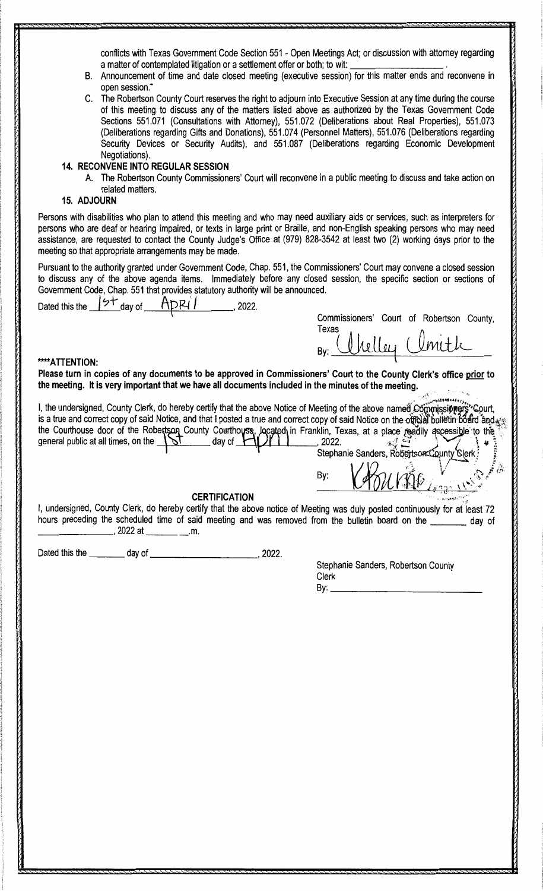conflicts with Texas Government Code Section 551 - Open Meetings Act; or discussion with attorney regarding a matter of contemplated litigation or a settlement offer or both; to wit: _______________ .

B. Announcement of time and date closed meeting (executive session) for this matter ends and reconvene in open session.*

C. The Robertson County Court reserves the right to adjourn into Executive Session at any time during the course of this meeting to discuss any of the matters listed above as authorized by the Texas Government Code Sections 551.071 (Consultations with Attorney), 551.072 (Deliberations about Real Properties), 551.073 (Deliberations regarding Gifts and Donations), 551.074 (Personnel Matters), 551.076 (Deliberations regarding Security Devices or Security Audits), and 551.087 (Deliberations regarding Economic Development Negotiations).

**14. RECONVENE INTO REGULAR SESSION**

A. The Robertson County Commissioners' Court will reconvene in a public meeting to discuss and take action on related matters.

**15. ADJOURN**

Persons with disabilities who plan to attend this meeting and who may need auxiliary aids or services, such as interpreters for persons who are deaf or hearing impaired, or texts in large print or Braille, and non-English speaking persons who may need assistance, are requested to contact the County Judge's Office at (979) 828-3542 at least two (2) working days prior to the meeting so that appropriate arrangements may be made.

Pursuant to the authority granted under Government Code, Chap. 551, the Commissioners' Court may convene a closed session to discuss any of the above agenda items. Immediately before any closed session, the specific section or sections of Government Code, Chap. 551 that provides statutory authority will be announced.

Dated this the 1st day of April, 2022.

Commissioners' Court of Robertson County, Texas

By: Shelley Smith

**\*\*\*\*ATTENTION:**

**Please turn in copies of any documents to be approved in Commissioners' Court to the County Clerk's office prior to the meeting. It is very important that we have all documents included in the minutes of the meeting.**

I, the undersigned, County Clerk, do hereby certify that the above Notice of Meeting of the above named Commissioners' Court, is a true and correct copy of said Notice, and that I posted a true and correct copy of said Notice on the official bulletin board and the Courthouse door of the Robertson County Courthouse, located in Franklin, Texas, at a place readily accessible to the general public at all times, on the 1st day of April, 2022.

Stephanie Sanders, Robertson County Clerk

By: KBourne

**CERTIFICATION**

I, undersigned, County Clerk, do hereby certify that the above notice of Meeting was duly posted continuously for at least 72 hours preceding the scheduled time of said meeting and was removed from the bulletin board on the _______ day of _______________, 2022 at _______ .m.

Dated this the _______ day of _______________, 2022.

Stephanie Sanders, Robertson County Clerk

By: _______________